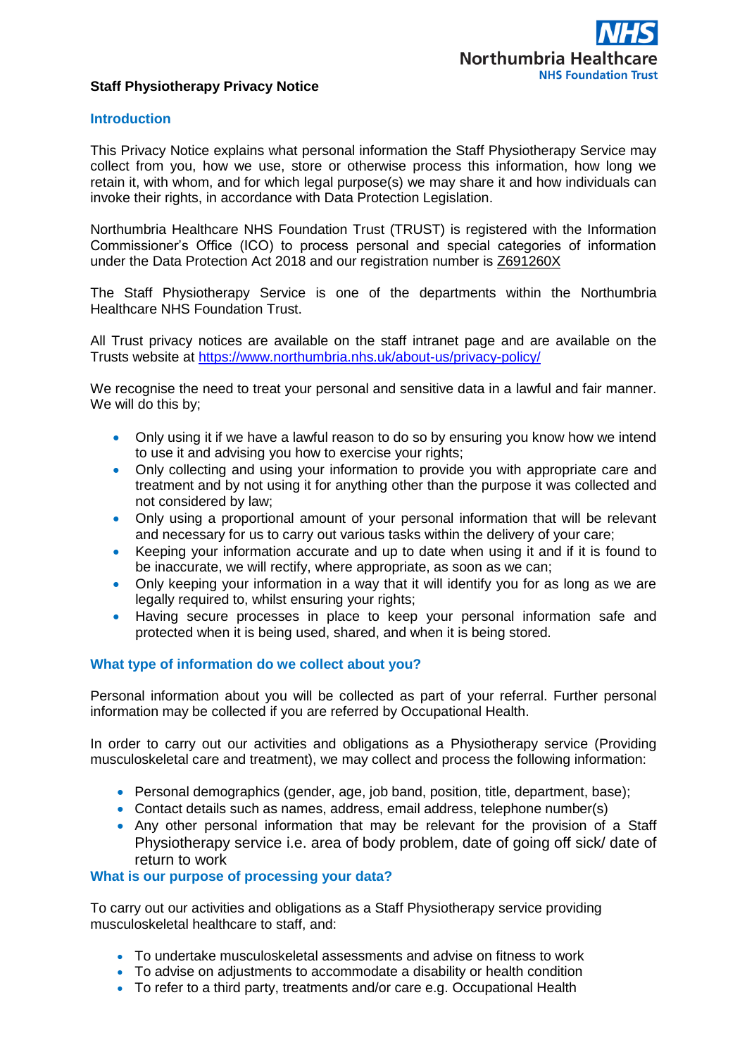NHS
Northumbria Healthcare
NHS Foundation Trust

# Staff Physiotherapy Privacy Notice

## Introduction

This Privacy Notice explains what personal information the Staff Physiotherapy Service may collect from you, how we use, store or otherwise process this information, how long we retain it, with whom, and for which legal purpose(s) we may share it and how individuals can invoke their rights, in accordance with Data Protection Legislation.

Northumbria Healthcare NHS Foundation Trust (TRUST) is registered with the Information Commissioner's Office (ICO) to process personal and special categories of information under the Data Protection Act 2018 and our registration number is Z691260X

The Staff Physiotherapy Service is one of the departments within the Northumbria Healthcare NHS Foundation Trust.

All Trust privacy notices are available on the staff intranet page and are available on the Trusts website at https://www.northumbria.nhs.uk/about-us/privacy-policy/

We recognise the need to treat your personal and sensitive data in a lawful and fair manner. We will do this by;

- Only using it if we have a lawful reason to do so by ensuring you know how we intend to use it and advising you how to exercise your rights;
- Only collecting and using your information to provide you with appropriate care and treatment and by not using it for anything other than the purpose it was collected and not considered by law;
- Only using a proportional amount of your personal information that will be relevant and necessary for us to carry out various tasks within the delivery of your care;
- Keeping your information accurate and up to date when using it and if it is found to be inaccurate, we will rectify, where appropriate, as soon as we can;
- Only keeping your information in a way that it will identify you for as long as we are legally required to, whilst ensuring your rights;
- Having secure processes in place to keep your personal information safe and protected when it is being used, shared, and when it is being stored.

## What type of information do we collect about you?

Personal information about you will be collected as part of your referral. Further personal information may be collected if you are referred by Occupational Health.

In order to carry out our activities and obligations as a Physiotherapy service (Providing musculoskeletal care and treatment), we may collect and process the following information:

- Personal demographics (gender, age, job band, position, title, department, base);
- Contact details such as names, address, email address, telephone number(s)
- Any other personal information that may be relevant for the provision of a Staff Physiotherapy service i.e. area of body problem, date of going off sick/ date of return to work

## What is our purpose of processing your data?

To carry out our activities and obligations as a Staff Physiotherapy service providing musculoskeletal healthcare to staff, and:

- To undertake musculoskeletal assessments and advise on fitness to work
- To advise on adjustments to accommodate a disability or health condition
- To refer to a third party, treatments and/or care e.g. Occupational Health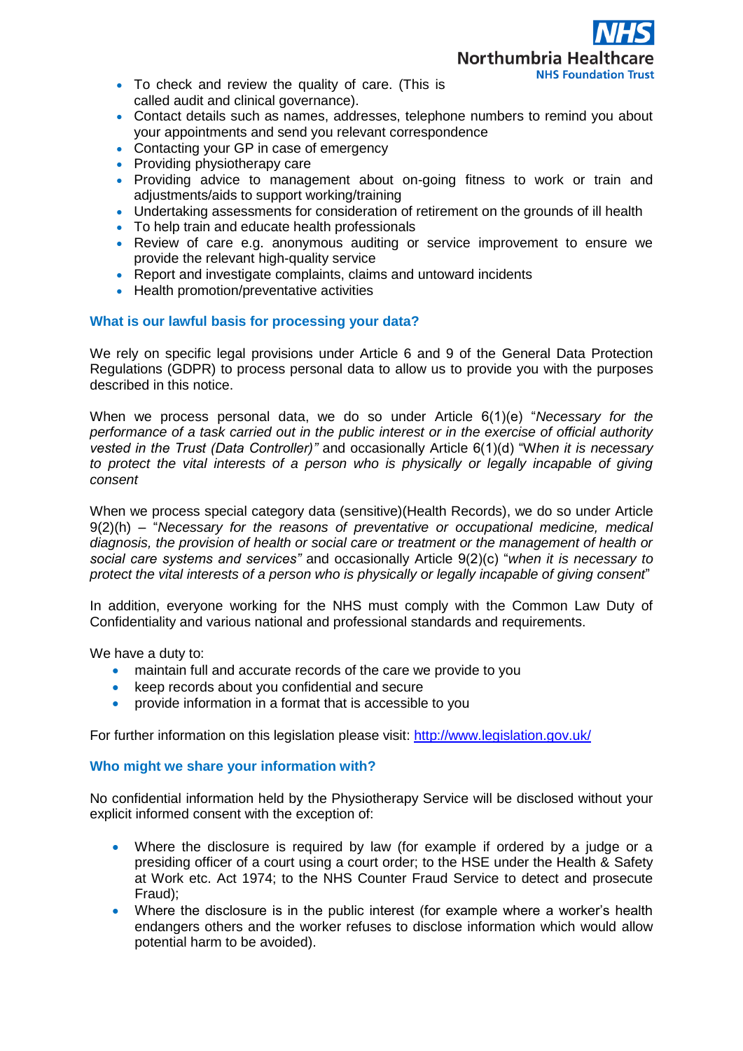- To check and review the quality of care. (This is called audit and clinical governance).
- Contact details such as names, addresses, telephone numbers to remind you about your appointments and send you relevant correspondence
- Contacting your GP in case of emergency
- Providing physiotherapy care
- Providing advice to management about on-going fitness to work or train and adjustments/aids to support working/training
- Undertaking assessments for consideration of retirement on the grounds of ill health
- To help train and educate health professionals
- Review of care e.g. anonymous auditing or service improvement to ensure we provide the relevant high-quality service
- Report and investigate complaints, claims and untoward incidents
- Health promotion/preventative activities

### What is our lawful basis for processing your data?

We rely on specific legal provisions under Article 6 and 9 of the General Data Protection Regulations (GDPR) to process personal data to allow us to provide you with the purposes described in this notice.

When we process personal data, we do so under Article 6(1)(e) "*Necessary for the performance of a task carried out in the public interest or in the exercise of official authority vested in the Trust (Data Controller)"* and occasionally Article 6(1)(d) "W*hen it is necessary to protect the vital interests of a person who is physically or legally incapable of giving consent*

When we process special category data (sensitive)(Health Records), we do so under Article 9(2)(h) – "*Necessary for the reasons of preventative or occupational medicine, medical diagnosis, the provision of health or social care or treatment or the management of health or social care systems and services"* and occasionally Article 9(2)(c) "*when it is necessary to protect the vital interests of a person who is physically or legally incapable of giving consent*"

In addition, everyone working for the NHS must comply with the Common Law Duty of Confidentiality and various national and professional standards and requirements.

We have a duty to:

- maintain full and accurate records of the care we provide to you
- keep records about you confidential and secure
- provide information in a format that is accessible to you

For further information on this legislation please visit: http://www.legislation.gov.uk/

### Who might we share your information with?

No confidential information held by the Physiotherapy Service will be disclosed without your explicit informed consent with the exception of:

- Where the disclosure is required by law (for example if ordered by a judge or a presiding officer of a court using a court order; to the HSE under the Health & Safety at Work etc. Act 1974; to the NHS Counter Fraud Service to detect and prosecute Fraud);
- Where the disclosure is in the public interest (for example where a worker's health endangers others and the worker refuses to disclose information which would allow potential harm to be avoided).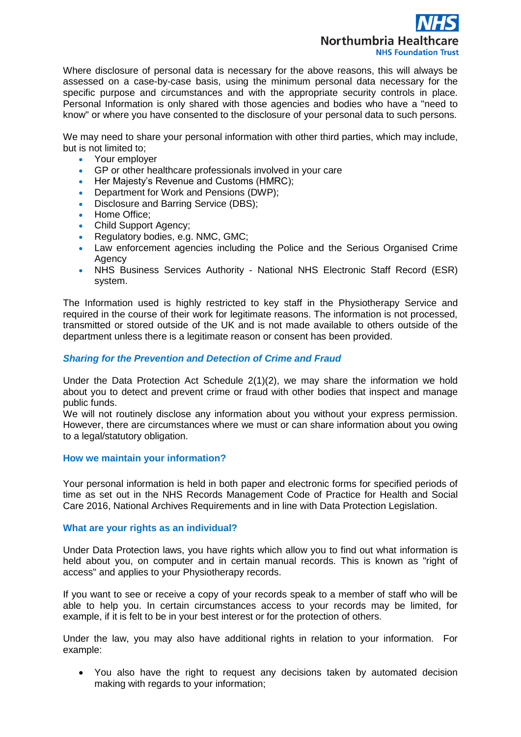Where disclosure of personal data is necessary for the above reasons, this will always be assessed on a case-by-case basis, using the minimum personal data necessary for the specific purpose and circumstances and with the appropriate security controls in place. Personal Information is only shared with those agencies and bodies who have a "need to know" or where you have consented to the disclosure of your personal data to such persons.

We may need to share your personal information with other third parties, which may include, but is not limited to;

- Your employer
- GP or other healthcare professionals involved in your care
- Her Majesty's Revenue and Customs (HMRC);
- Department for Work and Pensions (DWP);
- Disclosure and Barring Service (DBS);
- Home Office;
- Child Support Agency;
- Regulatory bodies, e.g. NMC, GMC;
- Law enforcement agencies including the Police and the Serious Organised Crime Agency
- NHS Business Services Authority - National NHS Electronic Staff Record (ESR) system.

The Information used is highly restricted to key staff in the Physiotherapy Service and required in the course of their work for legitimate reasons. The information is not processed, transmitted or stored outside of the UK and is not made available to others outside of the department unless there is a legitimate reason or consent has been provided.

### *Sharing for the Prevention and Detection of Crime and Fraud*

Under the Data Protection Act Schedule 2(1)(2), we may share the information we hold about you to detect and prevent crime or fraud with other bodies that inspect and manage public funds.
We will not routinely disclose any information about you without your express permission. However, there are circumstances where we must or can share information about you owing to a legal/statutory obligation.

### How we maintain your information?

Your personal information is held in both paper and electronic forms for specified periods of time as set out in the NHS Records Management Code of Practice for Health and Social Care 2016, National Archives Requirements and in line with Data Protection Legislation.

### What are your rights as an individual?

Under Data Protection laws, you have rights which allow you to find out what information is held about you, on computer and in certain manual records. This is known as "right of access" and applies to your Physiotherapy records.

If you want to see or receive a copy of your records speak to a member of staff who will be able to help you. In certain circumstances access to your records may be limited, for example, if it is felt to be in your best interest or for the protection of others.

Under the law, you may also have additional rights in relation to your information. For example:

- You also have the right to request any decisions taken by automated decision making with regards to your information;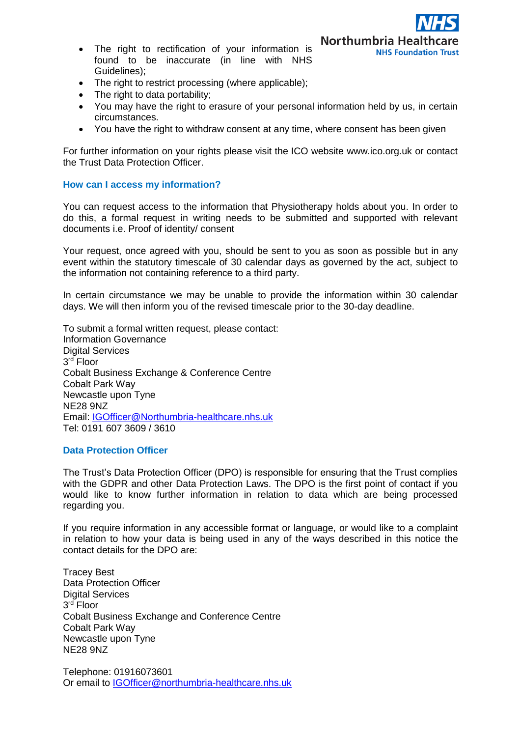- The right to rectification of your information is found to be inaccurate (in line with NHS Guidelines);
- The right to restrict processing (where applicable);
- The right to data portability;
- You may have the right to erasure of your personal information held by us, in certain circumstances.
- You have the right to withdraw consent at any time, where consent has been given

For further information on your rights please visit the ICO website www.ico.org.uk or contact the Trust Data Protection Officer.

## How can I access my information?

You can request access to the information that Physiotherapy holds about you. In order to do this, a formal request in writing needs to be submitted and supported with relevant documents i.e. Proof of identity/ consent

Your request, once agreed with you, should be sent to you as soon as possible but in any event within the statutory timescale of 30 calendar days as governed by the act, subject to the information not containing reference to a third party.

In certain circumstance we may be unable to provide the information within 30 calendar days. We will then inform you of the revised timescale prior to the 30-day deadline.

To submit a formal written request, please contact:
Information Governance
Digital Services
3rd Floor
Cobalt Business Exchange & Conference Centre
Cobalt Park Way
Newcastle upon Tyne
NE28 9NZ
Email: IGOfficer@Northumbria-healthcare.nhs.uk
Tel: 0191 607 3609 / 3610

## Data Protection Officer

The Trust's Data Protection Officer (DPO) is responsible for ensuring that the Trust complies with the GDPR and other Data Protection Laws. The DPO is the first point of contact if you would like to know further information in relation to data which are being processed regarding you.

If you require information in any accessible format or language, or would like to a complaint in relation to how your data is being used in any of the ways described in this notice the contact details for the DPO are:

Tracey Best
Data Protection Officer
Digital Services
3rd Floor
Cobalt Business Exchange and Conference Centre
Cobalt Park Way
Newcastle upon Tyne
NE28 9NZ

Telephone: 01916073601
Or email to IGOfficer@northumbria-healthcare.nhs.uk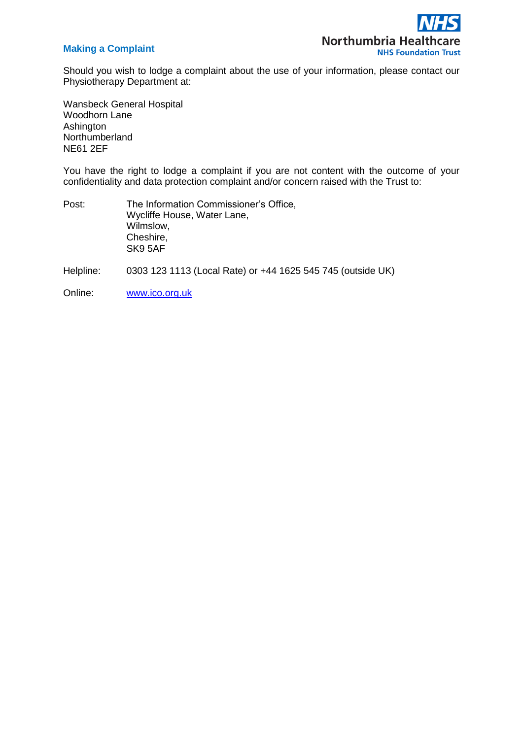## Making a Complaint

Should you wish to lodge a complaint about the use of your information, please contact our Physiotherapy Department at:

Wansbeck General Hospital
Woodhorn Lane
Ashington
Northumberland
NE61 2EF

You have the right to lodge a complaint if you are not content with the outcome of your confidentiality and data protection complaint and/or concern raised with the Trust to:

| | |
|---|---|
| Post: | The Information Commissioner's Office,<br>Wycliffe House, Water Lane,<br>Wilmslow,<br>Cheshire,<br>SK9 5AF |
| Helpline: | 0303 123 1113 (Local Rate) or +44 1625 545 745 (outside UK) |
| Online: | [www.ico.org.uk](http://www.ico.org.uk) |